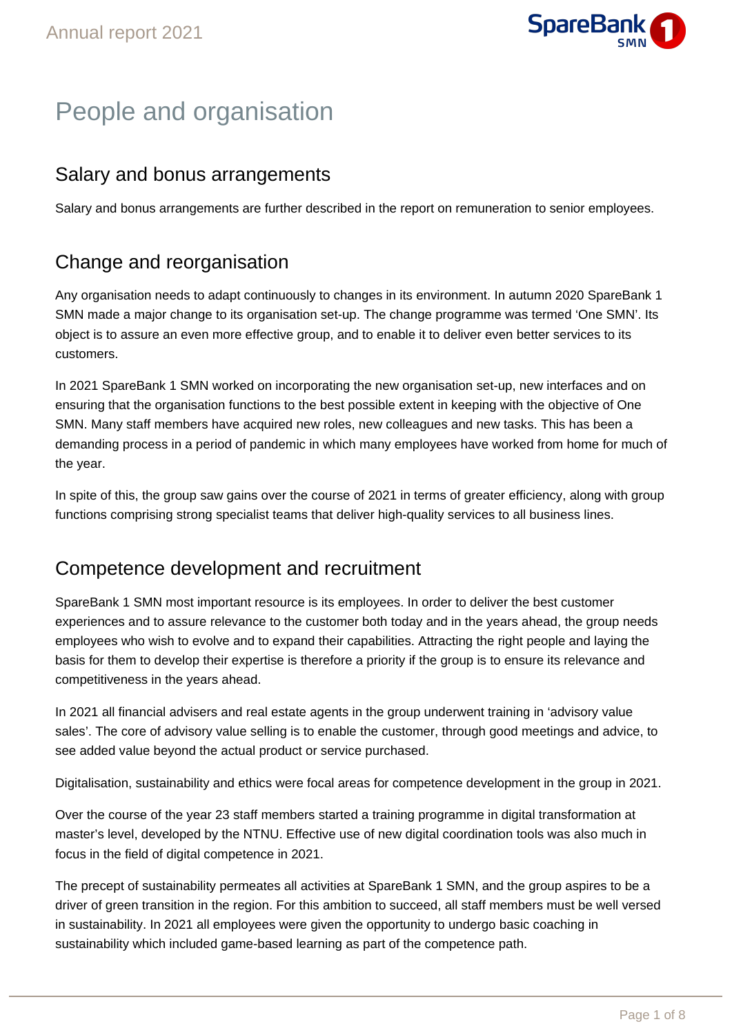# People and organisation

## Salary and bonus arrangements

Salary and bonus arrangements are further described in the report on remuneration to senior employees.

## Change and reorganisation

Any organisation needs to adapt continuously to changes in its environment. In autumn 2020 SpareBank 1 SMN made a major change to its organisation set-up. The change programme was termed ‘One SMN’. Its object is to assure an even more effective group, and to enable it to deliver even better services to its customers.

In 2021 SpareBank 1 SMN worked on incorporating the new organisation set-up, new interfaces and on ensuring that the organisation functions to the best possible extent in keeping with the objective of One SMN. Many staff members have acquired new roles, new colleagues and new tasks. This has been a demanding process in a period of pandemic in which many employees have worked from home for much of the year.

In spite of this, the group saw gains over the course of 2021 in terms of greater efficiency, along with group functions comprising strong specialist teams that deliver high-quality services to all business lines.

## Competence development and recruitment

SpareBank 1 SMN most important resource is its employees. In order to deliver the best customer experiences and to assure relevance to the customer both today and in the years ahead, the group needs employees who wish to evolve and to expand their capabilities. Attracting the right people and laying the basis for them to develop their expertise is therefore a priority if the group is to ensure its relevance and competitiveness in the years ahead.

In 2021 all financial advisers and real estate agents in the group underwent training in ‘advisory value sales’. The core of advisory value selling is to enable the customer, through good meetings and advice, to see added value beyond the actual product or service purchased.

Digitalisation, sustainability and ethics were focal areas for competence development in the group in 2021.

Over the course of the year 23 staff members started a training programme in digital transformation at master’s level, developed by the NTNU. Effective use of new digital coordination tools was also much in focus in the field of digital competence in 2021.

The precept of sustainability permeates all activities at SpareBank 1 SMN, and the group aspires to be a driver of green transition in the region. For this ambition to succeed, all staff members must be well versed in sustainability. In 2021 all employees were given the opportunity to undergo basic coaching in sustainability which included game-based learning as part of the competence path.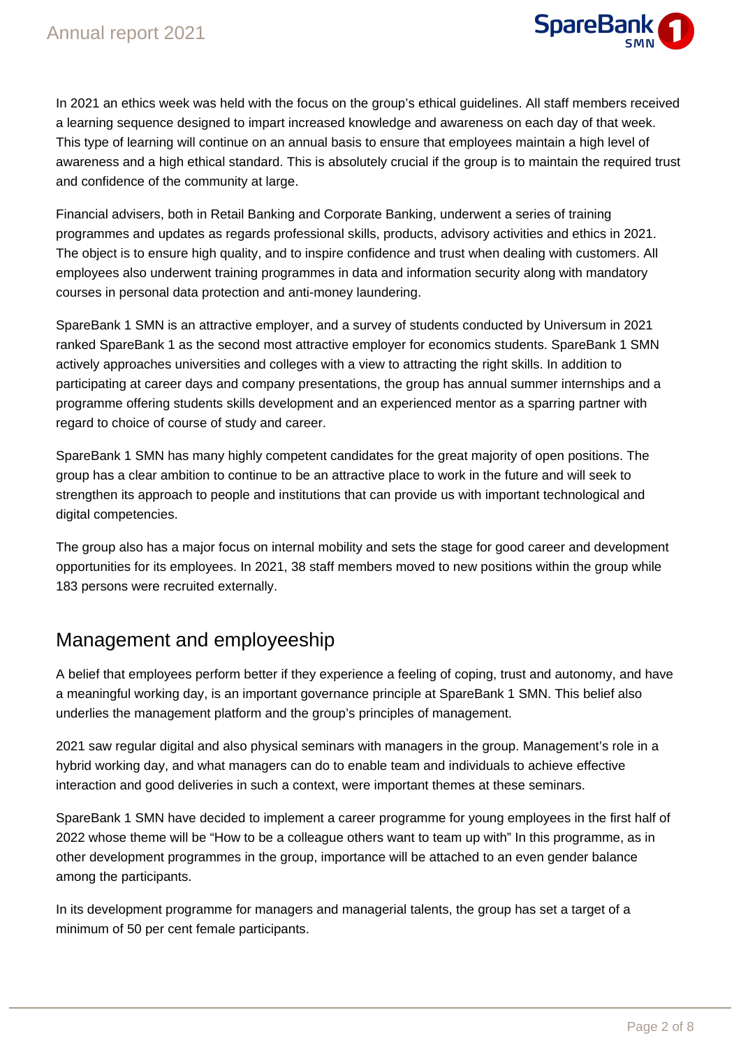In 2021 an ethics week was held with the focus on the group's ethical guidelines. All staff members received a learning sequence designed to impart increased knowledge and awareness on each day of that week. This type of learning will continue on an annual basis to ensure that employees maintain a high level of awareness and a high ethical standard. This is absolutely crucial if the group is to maintain the required trust and confidence of the community at large.

Financial advisers, both in Retail Banking and Corporate Banking, underwent a series of training programmes and updates as regards professional skills, products, advisory activities and ethics in 2021. The object is to ensure high quality, and to inspire confidence and trust when dealing with customers. All employees also underwent training programmes in data and information security along with mandatory courses in personal data protection and anti-money laundering.

SpareBank 1 SMN is an attractive employer, and a survey of students conducted by Universum in 2021 ranked SpareBank 1 as the second most attractive employer for economics students. SpareBank 1 SMN actively approaches universities and colleges with a view to attracting the right skills. In addition to participating at career days and company presentations, the group has annual summer internships and a programme offering students skills development and an experienced mentor as a sparring partner with regard to choice of course of study and career.

SpareBank 1 SMN has many highly competent candidates for the great majority of open positions. The group has a clear ambition to continue to be an attractive place to work in the future and will seek to strengthen its approach to people and institutions that can provide us with important technological and digital competencies.

The group also has a major focus on internal mobility and sets the stage for good career and development opportunities for its employees. In 2021, 38 staff members moved to new positions within the group while 183 persons were recruited externally.

## Management and employeeship

A belief that employees perform better if they experience a feeling of coping, trust and autonomy, and have a meaningful working day, is an important governance principle at SpareBank 1 SMN. This belief also underlies the management platform and the group's principles of management.

2021 saw regular digital and also physical seminars with managers in the group. Management's role in a hybrid working day, and what managers can do to enable team and individuals to achieve effective interaction and good deliveries in such a context, were important themes at these seminars.

SpareBank 1 SMN have decided to implement a career programme for young employees in the first half of 2022 whose theme will be "How to be a colleague others want to team up with" In this programme, as in other development programmes in the group, importance will be attached to an even gender balance among the participants.

In its development programme for managers and managerial talents, the group has set a target of a minimum of 50 per cent female participants.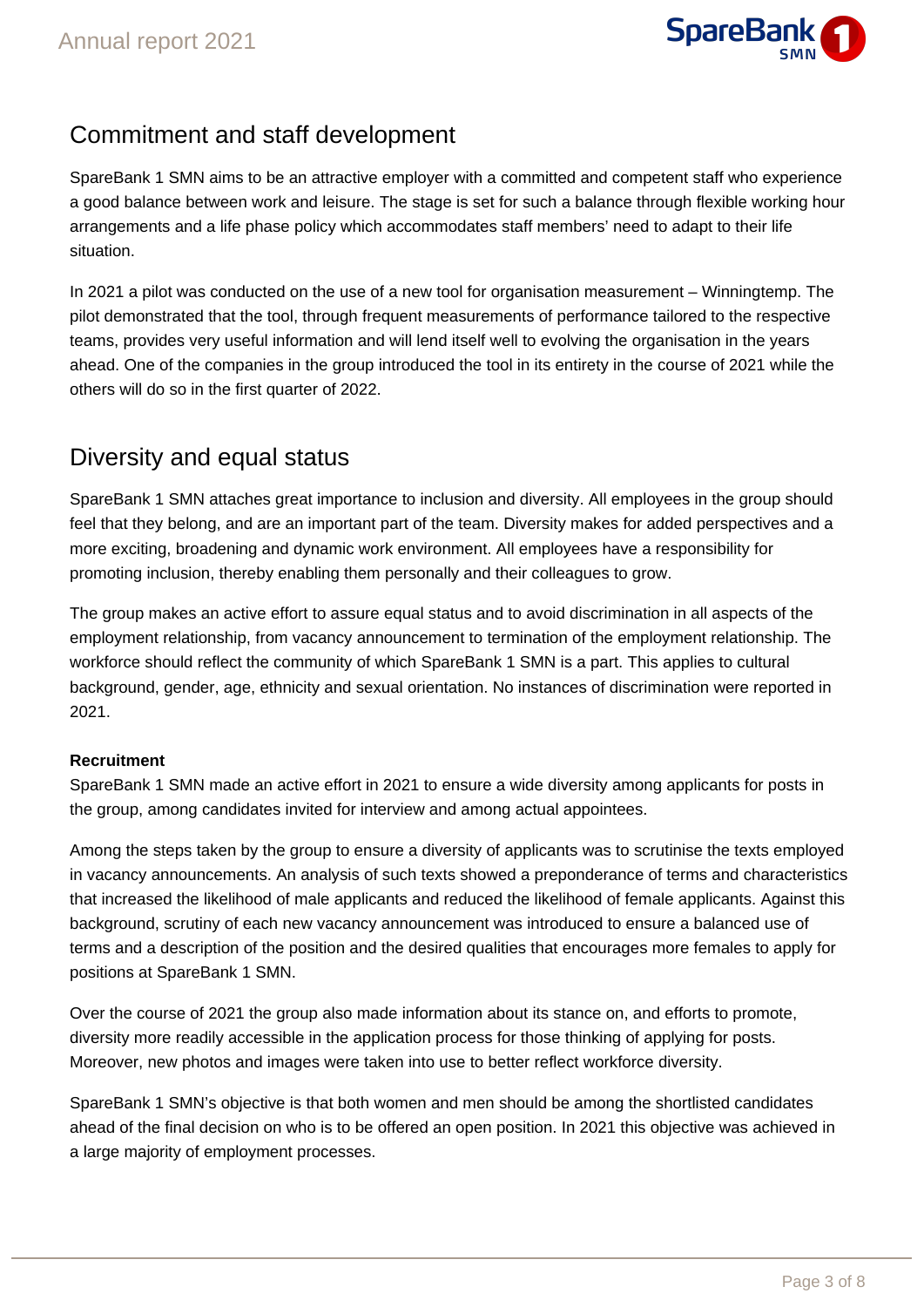## Commitment and staff development

SpareBank 1 SMN aims to be an attractive employer with a committed and competent staff who experience a good balance between work and leisure. The stage is set for such a balance through flexible working hour arrangements and a life phase policy which accommodates staff members' need to adapt to their life situation.

In 2021 a pilot was conducted on the use of a new tool for organisation measurement – Winningtemp. The pilot demonstrated that the tool, through frequent measurements of performance tailored to the respective teams, provides very useful information and will lend itself well to evolving the organisation in the years ahead. One of the companies in the group introduced the tool in its entirety in the course of 2021 while the others will do so in the first quarter of 2022.

## Diversity and equal status

SpareBank 1 SMN attaches great importance to inclusion and diversity. All employees in the group should feel that they belong, and are an important part of the team. Diversity makes for added perspectives and a more exciting, broadening and dynamic work environment. All employees have a responsibility for promoting inclusion, thereby enabling them personally and their colleagues to grow.

The group makes an active effort to assure equal status and to avoid discrimination in all aspects of the employment relationship, from vacancy announcement to termination of the employment relationship. The workforce should reflect the community of which SpareBank 1 SMN is a part. This applies to cultural background, gender, age, ethnicity and sexual orientation. No instances of discrimination were reported in 2021.

**Recruitment**

SpareBank 1 SMN made an active effort in 2021 to ensure a wide diversity among applicants for posts in the group, among candidates invited for interview and among actual appointees.

Among the steps taken by the group to ensure a diversity of applicants was to scrutinise the texts employed in vacancy announcements. An analysis of such texts showed a preponderance of terms and characteristics that increased the likelihood of male applicants and reduced the likelihood of female applicants. Against this background, scrutiny of each new vacancy announcement was introduced to ensure a balanced use of terms and a description of the position and the desired qualities that encourages more females to apply for positions at SpareBank 1 SMN.

Over the course of 2021 the group also made information about its stance on, and efforts to promote, diversity more readily accessible in the application process for those thinking of applying for posts. Moreover, new photos and images were taken into use to better reflect workforce diversity.

SpareBank 1 SMN's objective is that both women and men should be among the shortlisted candidates ahead of the final decision on who is to be offered an open position. In 2021 this objective was achieved in a large majority of employment processes.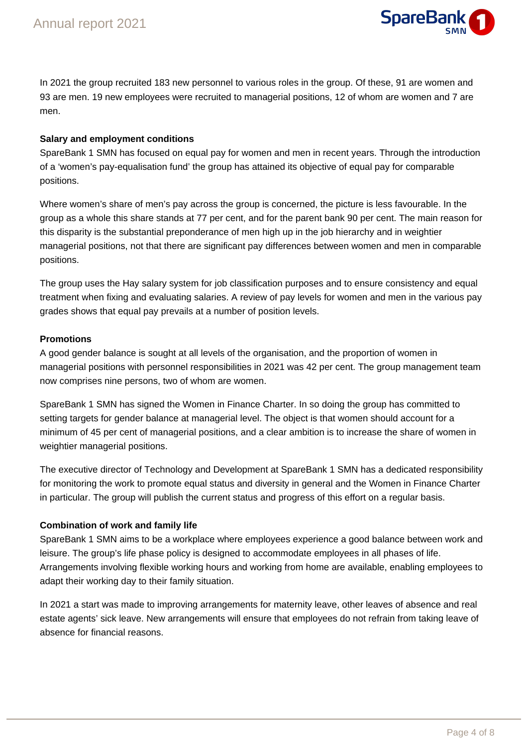In 2021 the group recruited 183 new personnel to various roles in the group. Of these, 91 are women and 93 are men. 19 new employees were recruited to managerial positions, 12 of whom are women and 7 are men.

**Salary and employment conditions**

SpareBank 1 SMN has focused on equal pay for women and men in recent years. Through the introduction of a 'women's pay-equalisation fund' the group has attained its objective of equal pay for comparable positions.

Where women's share of men's pay across the group is concerned, the picture is less favourable. In the group as a whole this share stands at 77 per cent, and for the parent bank 90 per cent. The main reason for this disparity is the substantial preponderance of men high up in the job hierarchy and in weightier managerial positions, not that there are significant pay differences between women and men in comparable positions.

The group uses the Hay salary system for job classification purposes and to ensure consistency and equal treatment when fixing and evaluating salaries. A review of pay levels for women and men in the various pay grades shows that equal pay prevails at a number of position levels.

**Promotions**

A good gender balance is sought at all levels of the organisation, and the proportion of women in managerial positions with personnel responsibilities in 2021 was 42 per cent. The group management team now comprises nine persons, two of whom are women.

SpareBank 1 SMN has signed the Women in Finance Charter. In so doing the group has committed to setting targets for gender balance at managerial level. The object is that women should account for a minimum of 45 per cent of managerial positions, and a clear ambition is to increase the share of women in weightier managerial positions.

The executive director of Technology and Development at SpareBank 1 SMN has a dedicated responsibility for monitoring the work to promote equal status and diversity in general and the Women in Finance Charter in particular. The group will publish the current status and progress of this effort on a regular basis.

**Combination of work and family life**

SpareBank 1 SMN aims to be a workplace where employees experience a good balance between work and leisure. The group's life phase policy is designed to accommodate employees in all phases of life. Arrangements involving flexible working hours and working from home are available, enabling employees to adapt their working day to their family situation.

In 2021 a start was made to improving arrangements for maternity leave, other leaves of absence and real estate agents' sick leave. New arrangements will ensure that employees do not refrain from taking leave of absence for financial reasons.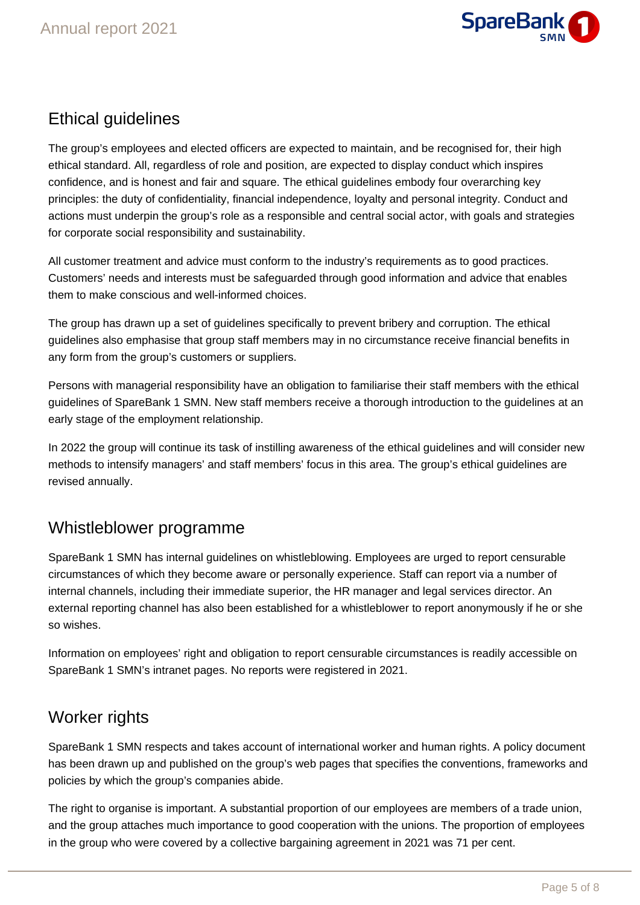## Ethical guidelines

The group's employees and elected officers are expected to maintain, and be recognised for, their high ethical standard. All, regardless of role and position, are expected to display conduct which inspires confidence, and is honest and fair and square. The ethical guidelines embody four overarching key principles: the duty of confidentiality, financial independence, loyalty and personal integrity. Conduct and actions must underpin the group's role as a responsible and central social actor, with goals and strategies for corporate social responsibility and sustainability.

All customer treatment and advice must conform to the industry's requirements as to good practices. Customers' needs and interests must be safeguarded through good information and advice that enables them to make conscious and well-informed choices.

The group has drawn up a set of guidelines specifically to prevent bribery and corruption. The ethical guidelines also emphasise that group staff members may in no circumstance receive financial benefits in any form from the group's customers or suppliers.

Persons with managerial responsibility have an obligation to familiarise their staff members with the ethical guidelines of SpareBank 1 SMN. New staff members receive a thorough introduction to the guidelines at an early stage of the employment relationship.

In 2022 the group will continue its task of instilling awareness of the ethical guidelines and will consider new methods to intensify managers' and staff members' focus in this area. The group's ethical guidelines are revised annually.

## Whistleblower programme

SpareBank 1 SMN has internal guidelines on whistleblowing. Employees are urged to report censurable circumstances of which they become aware or personally experience. Staff can report via a number of internal channels, including their immediate superior, the HR manager and legal services director. An external reporting channel has also been established for a whistleblower to report anonymously if he or she so wishes.

Information on employees' right and obligation to report censurable circumstances is readily accessible on SpareBank 1 SMN's intranet pages. No reports were registered in 2021.

## Worker rights

SpareBank 1 SMN respects and takes account of international worker and human rights. A policy document has been drawn up and published on the group's web pages that specifies the conventions, frameworks and policies by which the group's companies abide.

The right to organise is important. A substantial proportion of our employees are members of a trade union, and the group attaches much importance to good cooperation with the unions. The proportion of employees in the group who were covered by a collective bargaining agreement in 2021 was 71 per cent.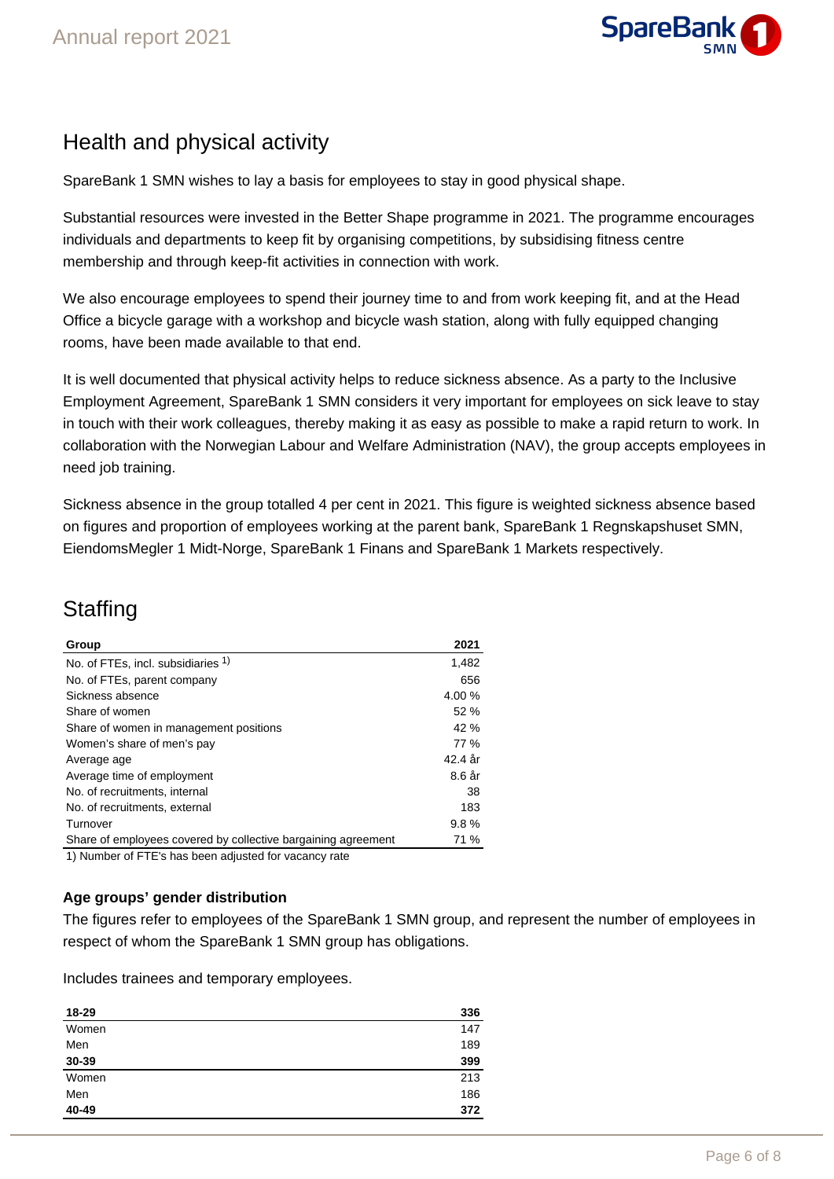## Health and physical activity

SpareBank 1 SMN wishes to lay a basis for employees to stay in good physical shape.

Substantial resources were invested in the Better Shape programme in 2021. The programme encourages individuals and departments to keep fit by organising competitions, by subsidising fitness centre membership and through keep-fit activities in connection with work.

We also encourage employees to spend their journey time to and from work keeping fit, and at the Head Office a bicycle garage with a workshop and bicycle wash station, along with fully equipped changing rooms, have been made available to that end.

It is well documented that physical activity helps to reduce sickness absence. As a party to the Inclusive Employment Agreement, SpareBank 1 SMN considers it very important for employees on sick leave to stay in touch with their work colleagues, thereby making it as easy as possible to make a rapid return to work. In collaboration with the Norwegian Labour and Welfare Administration (NAV), the group accepts employees in need job training.

Sickness absence in the group totalled 4 per cent in 2021. This figure is weighted sickness absence based on figures and proportion of employees working at the parent bank, SpareBank 1 Regnskapshuset SMN, EiendomsMegler 1 Midt-Norge, SpareBank 1 Finans and SpareBank 1 Markets respectively.

## Staffing

| Group | 2021 |
|---|---|
| No. of FTEs, incl. subsidiaries [1] | 1,482 |
| No. of FTEs, parent company | 656 |
| Sickness absence | 4.00 % |
| Share of women | 52 % |
| Share of women in management positions | 42 % |
| Women's share of men's pay | 77 % |
| Average age | 42.4 år |
| Average time of employment | 8.6 år |
| No. of recruitments, internal | 38 |
| No. of recruitments, external | 183 |
| Turnover | 9.8 % |
| Share of employees covered by collective bargaining agreement | 71 % |

1) Number of FTE's has been adjusted for vacancy rate

### Age groups' gender distribution

The figures refer to employees of the SpareBank 1 SMN group, and represent the number of employees in respect of whom the SpareBank 1 SMN group has obligations.

Includes trainees and temporary employees.

| **18-29** | **336** |
|---|---|
| Women | 147 |
| Men | 189 |
| **30-39** | **399** |
| Women | 213 |
| Men | 186 |
| **40-49** | **372** |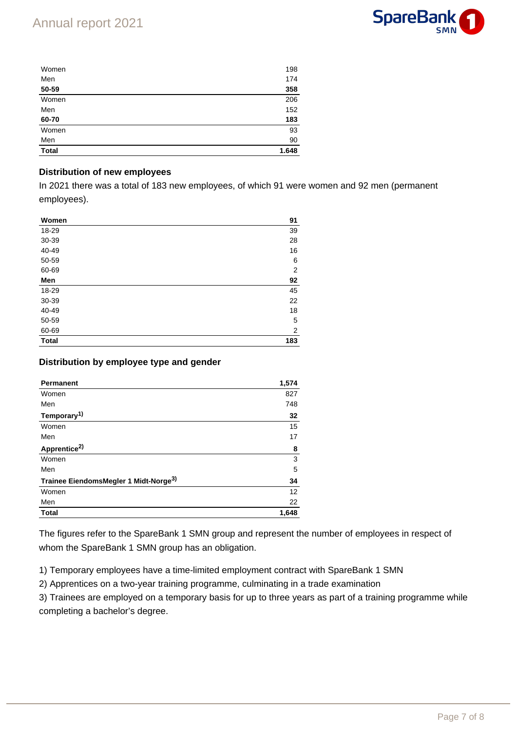| | |
|---|---|
| Women | 198 |
| Men | 174 |
| **50-59** | **358** |
| Women | 206 |
| Men | 152 |
| **60-70** | **183** |
| Women | 93 |
| Men | 90 |
| **Total** | **1.648** |

### Distribution of new employees

In 2021 there was a total of 183 new employees, of which 91 were women and 92 men (permanent employees).

| **Women** | **91** |
|---|---|
| 18-29 | 39 |
| 30-39 | 28 |
| 40-49 | 16 |
| 50-59 | 6 |
| 60-69 | 2 |
| **Men** | **92** |
| 18-29 | 45 |
| 30-39 | 22 |
| 40-49 | 18 |
| 50-59 | 5 |
| 60-69 | 2 |
| **Total** | **183** |

### Distribution by employee type and gender

| **Permanent** | **1,574** |
|---|---|
| Women | 827 |
| Men | 748 |
| **Temporary[1)]** | **32** |
| Women | 15 |
| Men | 17 |
| **Apprentice[2)]** | **8** |
| Women | 3 |
| Men | 5 |
| **Trainee EiendomsMegler 1 Midt-Norge[3)]** | **34** |
| Women | 12 |
| Men | 22 |
| **Total** | **1,648** |

The figures refer to the SpareBank 1 SMN group and represent the number of employees in respect of whom the SpareBank 1 SMN group has an obligation.

1) Temporary employees have a time-limited employment contract with SpareBank 1 SMN

2) Apprentices on a two-year training programme, culminating in a trade examination

3) Trainees are employed on a temporary basis for up to three years as part of a training programme while completing a bachelor's degree.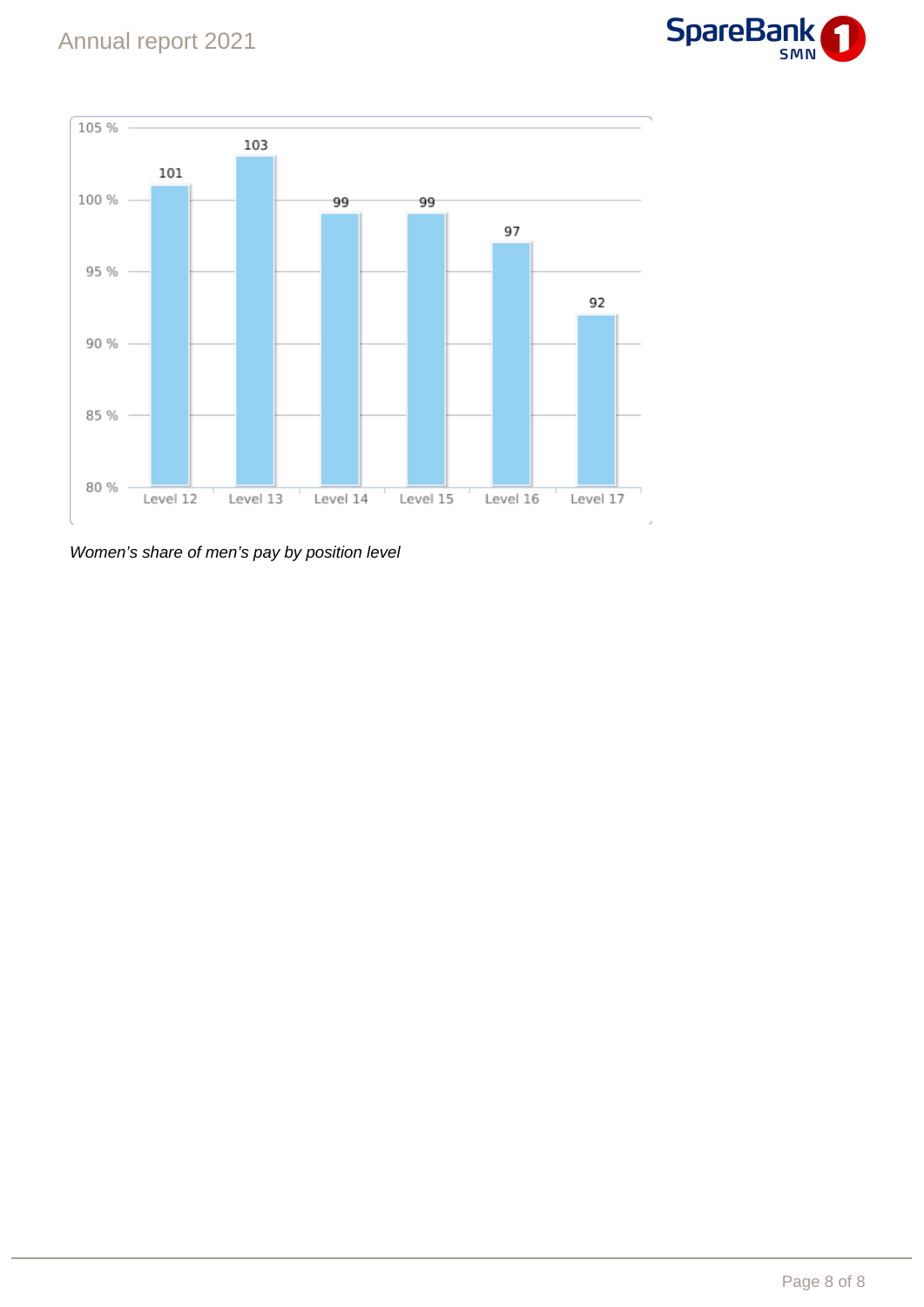105 %
100 %
95 %
90 %
85 %
80 %

101
103
99
99
97
92

Level 12
Level 13
Level 14
Level 15
Level 16
Level 17

*Women's share of men's pay by position level*